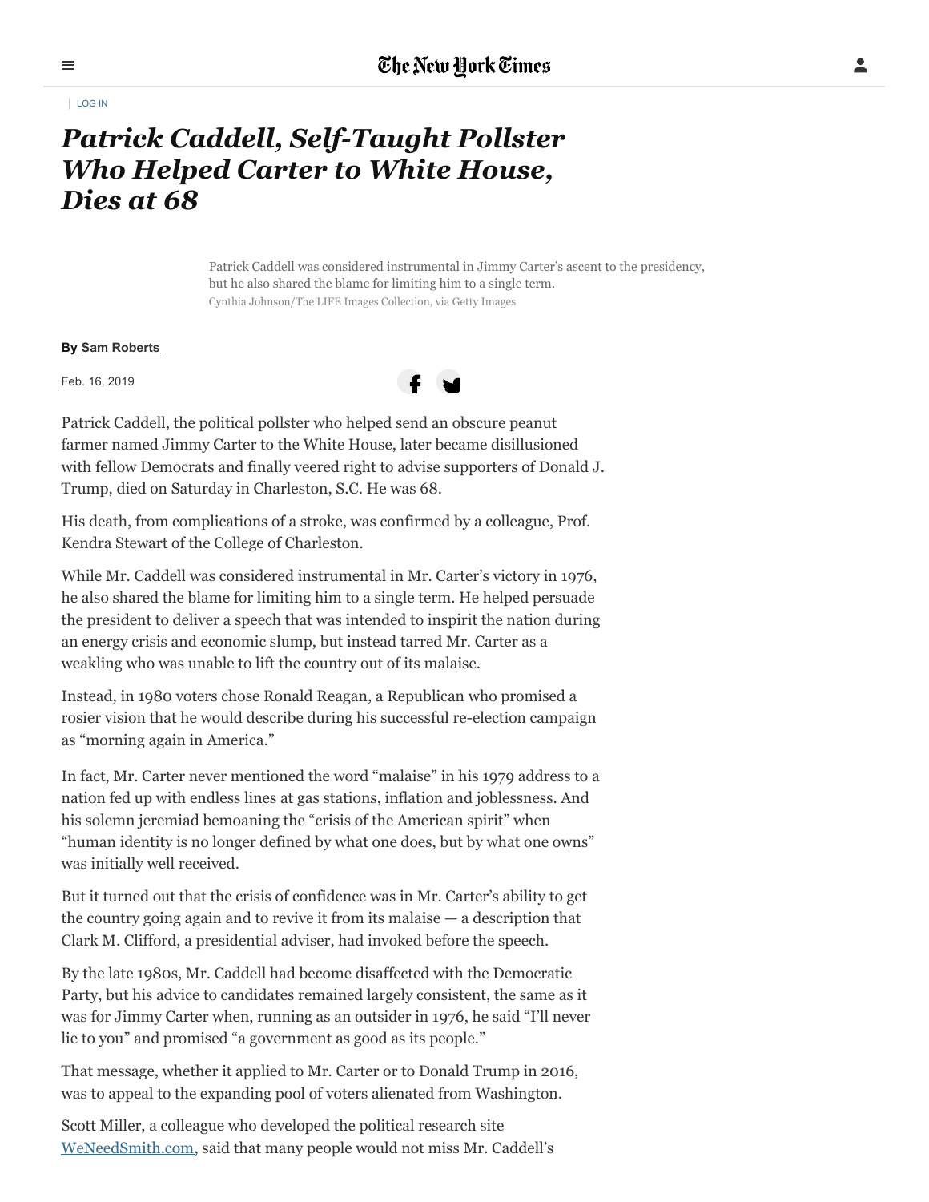# *Patrick Caddell, Self-Taught Pollster Who Helped Carter to White House, Dies at 68*

Patrick Caddell was considered instrumental in Jimmy Carter's ascent to the presidency, but he also shared the blame for limiting him to a single term.
Cynthia Johnson/The LIFE Images Collection, via Getty Images

**By** **Sam Roberts**

Feb. 16, 2019

Patrick Caddell, the political pollster who helped send an obscure peanut farmer named Jimmy Carter to the White House, later became disillusioned with fellow Democrats and finally veered right to advise supporters of Donald J. Trump, died on Saturday in Charleston, S.C. He was 68.

His death, from complications of a stroke, was confirmed by a colleague, Prof. Kendra Stewart of the College of Charleston.

While Mr. Caddell was considered instrumental in Mr. Carter's victory in 1976, he also shared the blame for limiting him to a single term. He helped persuade the president to deliver a speech that was intended to inspirit the nation during an energy crisis and economic slump, but instead tarred Mr. Carter as a weakling who was unable to lift the country out of its malaise.

Instead, in 1980 voters chose Ronald Reagan, a Republican who promised a rosier vision that he would describe during his successful re-election campaign as "morning again in America."

In fact, Mr. Carter never mentioned the word "malaise" in his 1979 address to a nation fed up with endless lines at gas stations, inflation and joblessness. And his solemn jeremiad bemoaning the "crisis of the American spirit" when "human identity is no longer defined by what one does, but by what one owns" was initially well received.

But it turned out that the crisis of confidence was in Mr. Carter's ability to get the country going again and to revive it from its malaise — a description that Clark M. Clifford, a presidential adviser, had invoked before the speech.

By the late 1980s, Mr. Caddell had become disaffected with the Democratic Party, but his advice to candidates remained largely consistent, the same as it was for Jimmy Carter when, running as an outsider in 1976, he said "I'll never lie to you" and promised "a government as good as its people."

That message, whether it applied to Mr. Carter or to Donald Trump in 2016, was to appeal to the expanding pool of voters alienated from Washington.

Scott Miller, a colleague who developed the political research site WeNeedSmith.com, said that many people would not miss Mr. Caddell's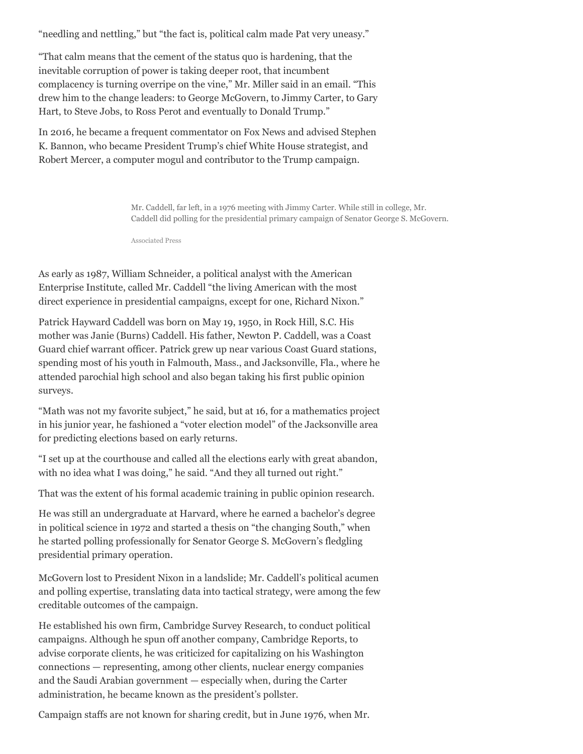"needling and nettling," but "the fact is, political calm made Pat very uneasy."

"That calm means that the cement of the status quo is hardening, that the inevitable corruption of power is taking deeper root, that incumbent complacency is turning overripe on the vine," Mr. Miller said in an email. "This drew him to the change leaders: to George McGovern, to Jimmy Carter, to Gary Hart, to Steve Jobs, to Ross Perot and eventually to Donald Trump."

In 2016, he became a frequent commentator on Fox News and advised Stephen K. Bannon, who became President Trump's chief White House strategist, and Robert Mercer, a computer mogul and contributor to the Trump campaign.

Mr. Caddell, far left, in a 1976 meeting with Jimmy Carter. While still in college, Mr. Caddell did polling for the presidential primary campaign of Senator George S. McGovern.

Associated Press

As early as 1987, William Schneider, a political analyst with the American Enterprise Institute, called Mr. Caddell "the living American with the most direct experience in presidential campaigns, except for one, Richard Nixon."

Patrick Hayward Caddell was born on May 19, 1950, in Rock Hill, S.C. His mother was Janie (Burns) Caddell. His father, Newton P. Caddell, was a Coast Guard chief warrant officer. Patrick grew up near various Coast Guard stations, spending most of his youth in Falmouth, Mass., and Jacksonville, Fla., where he attended parochial high school and also began taking his first public opinion surveys.

"Math was not my favorite subject," he said, but at 16, for a mathematics project in his junior year, he fashioned a "voter election model" of the Jacksonville area for predicting elections based on early returns.

"I set up at the courthouse and called all the elections early with great abandon, with no idea what I was doing," he said. "And they all turned out right."

That was the extent of his formal academic training in public opinion research.

He was still an undergraduate at Harvard, where he earned a bachelor's degree in political science in 1972 and started a thesis on "the changing South," when he started polling professionally for Senator George S. McGovern's fledgling presidential primary operation.

McGovern lost to President Nixon in a landslide; Mr. Caddell's political acumen and polling expertise, translating data into tactical strategy, were among the few creditable outcomes of the campaign.

He established his own firm, Cambridge Survey Research, to conduct political campaigns. Although he spun off another company, Cambridge Reports, to advise corporate clients, he was criticized for capitalizing on his Washington connections — representing, among other clients, nuclear energy companies and the Saudi Arabian government — especially when, during the Carter administration, he became known as the president's pollster.

Campaign staffs are not known for sharing credit, but in June 1976, when Mr.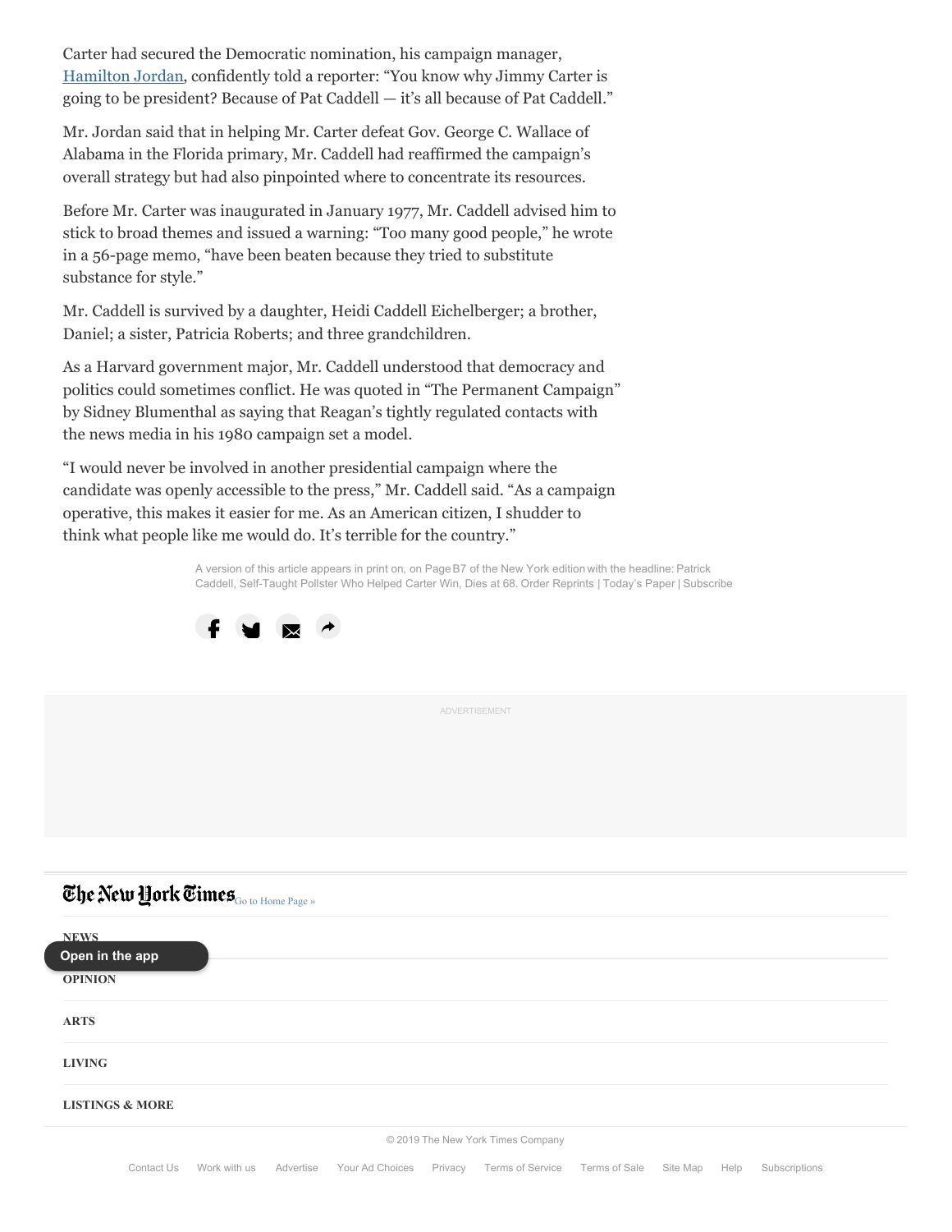Carter had secured the Democratic nomination, his campaign manager, Hamilton Jordan, confidently told a reporter: "You know why Jimmy Carter is going to be president? Because of Pat Caddell — it's all because of Pat Caddell."

Mr. Jordan said that in helping Mr. Carter defeat Gov. George C. Wallace of Alabama in the Florida primary, Mr. Caddell had reaffirmed the campaign's overall strategy but had also pinpointed where to concentrate its resources.

Before Mr. Carter was inaugurated in January 1977, Mr. Caddell advised him to stick to broad themes and issued a warning: "Too many good people," he wrote in a 56-page memo, "have been beaten because they tried to substitute substance for style."

Mr. Caddell is survived by a daughter, Heidi Caddell Eichelberger; a brother, Daniel; a sister, Patricia Roberts; and three grandchildren.

As a Harvard government major, Mr. Caddell understood that democracy and politics could sometimes conflict. He was quoted in "The Permanent Campaign" by Sidney Blumenthal as saying that Reagan's tightly regulated contacts with the news media in his 1980 campaign set a model.

"I would never be involved in another presidential campaign where the candidate was openly accessible to the press," Mr. Caddell said. "As a campaign operative, this makes it easier for me. As an American citizen, I shudder to think what people like me would do. It's terrible for the country."

A version of this article appears in print on, on Page B7 of the New York edition with the headline: Patrick Caddell, Self-Taught Pollster Who Helped Carter Win, Dies at 68. Order Reprints | Today's Paper | Subscribe